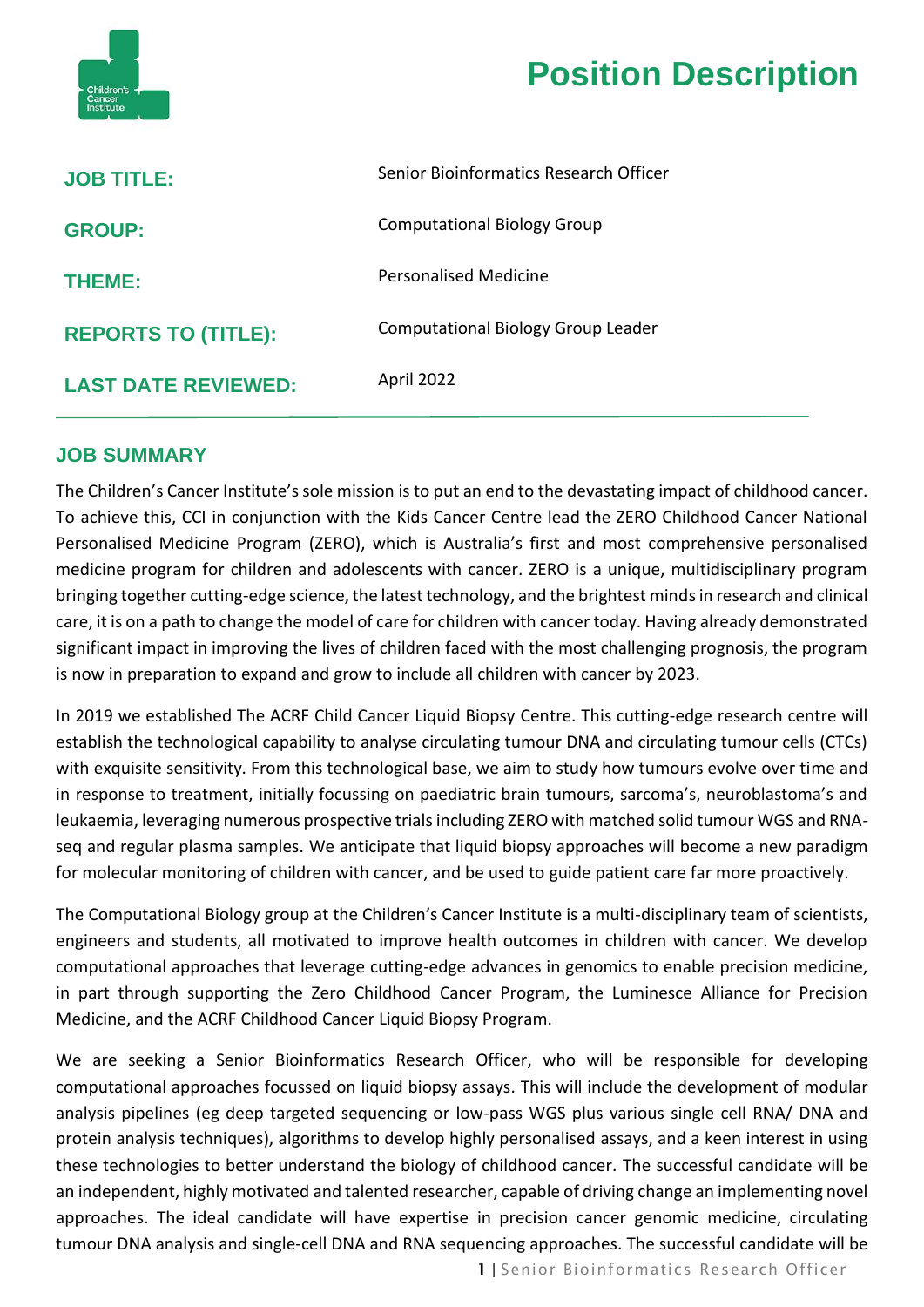# Position Description

| | |
|---|---|
| **JOB TITLE:** | Senior Bioinformatics Research Officer |
| **GROUP:** | Computational Biology Group |
| **THEME:** | Personalised Medicine |
| **REPORTS TO (TITLE):** | Computational Biology Group Leader |
| **LAST DATE REVIEWED:** | April 2022 |

## JOB SUMMARY

The Children's Cancer Institute's sole mission is to put an end to the devastating impact of childhood cancer. To achieve this, CCI in conjunction with the Kids Cancer Centre lead the ZERO Childhood Cancer National Personalised Medicine Program (ZERO), which is Australia's first and most comprehensive personalised medicine program for children and adolescents with cancer. ZERO is a unique, multidisciplinary program bringing together cutting-edge science, the latest technology, and the brightest minds in research and clinical care, it is on a path to change the model of care for children with cancer today. Having already demonstrated significant impact in improving the lives of children faced with the most challenging prognosis, the program is now in preparation to expand and grow to include all children with cancer by 2023.

In 2019 we established The ACRF Child Cancer Liquid Biopsy Centre. This cutting-edge research centre will establish the technological capability to analyse circulating tumour DNA and circulating tumour cells (CTCs) with exquisite sensitivity. From this technological base, we aim to study how tumours evolve over time and in response to treatment, initially focussing on paediatric brain tumours, sarcoma's, neuroblastoma's and leukaemia, leveraging numerous prospective trials including ZERO with matched solid tumour WGS and RNA-seq and regular plasma samples. We anticipate that liquid biopsy approaches will become a new paradigm for molecular monitoring of children with cancer, and be used to guide patient care far more proactively.

The Computational Biology group at the Children's Cancer Institute is a multi-disciplinary team of scientists, engineers and students, all motivated to improve health outcomes in children with cancer. We develop computational approaches that leverage cutting-edge advances in genomics to enable precision medicine, in part through supporting the Zero Childhood Cancer Program, the Luminesce Alliance for Precision Medicine, and the ACRF Childhood Cancer Liquid Biopsy Program.

We are seeking a Senior Bioinformatics Research Officer, who will be responsible for developing computational approaches focussed on liquid biopsy assays. This will include the development of modular analysis pipelines (eg deep targeted sequencing or low-pass WGS plus various single cell RNA/ DNA and protein analysis techniques), algorithms to develop highly personalised assays, and a keen interest in using these technologies to better understand the biology of childhood cancer. The successful candidate will be an independent, highly motivated and talented researcher, capable of driving change an implementing novel approaches. The ideal candidate will have expertise in precision cancer genomic medicine, circulating tumour DNA analysis and single-cell DNA and RNA sequencing approaches. The successful candidate will be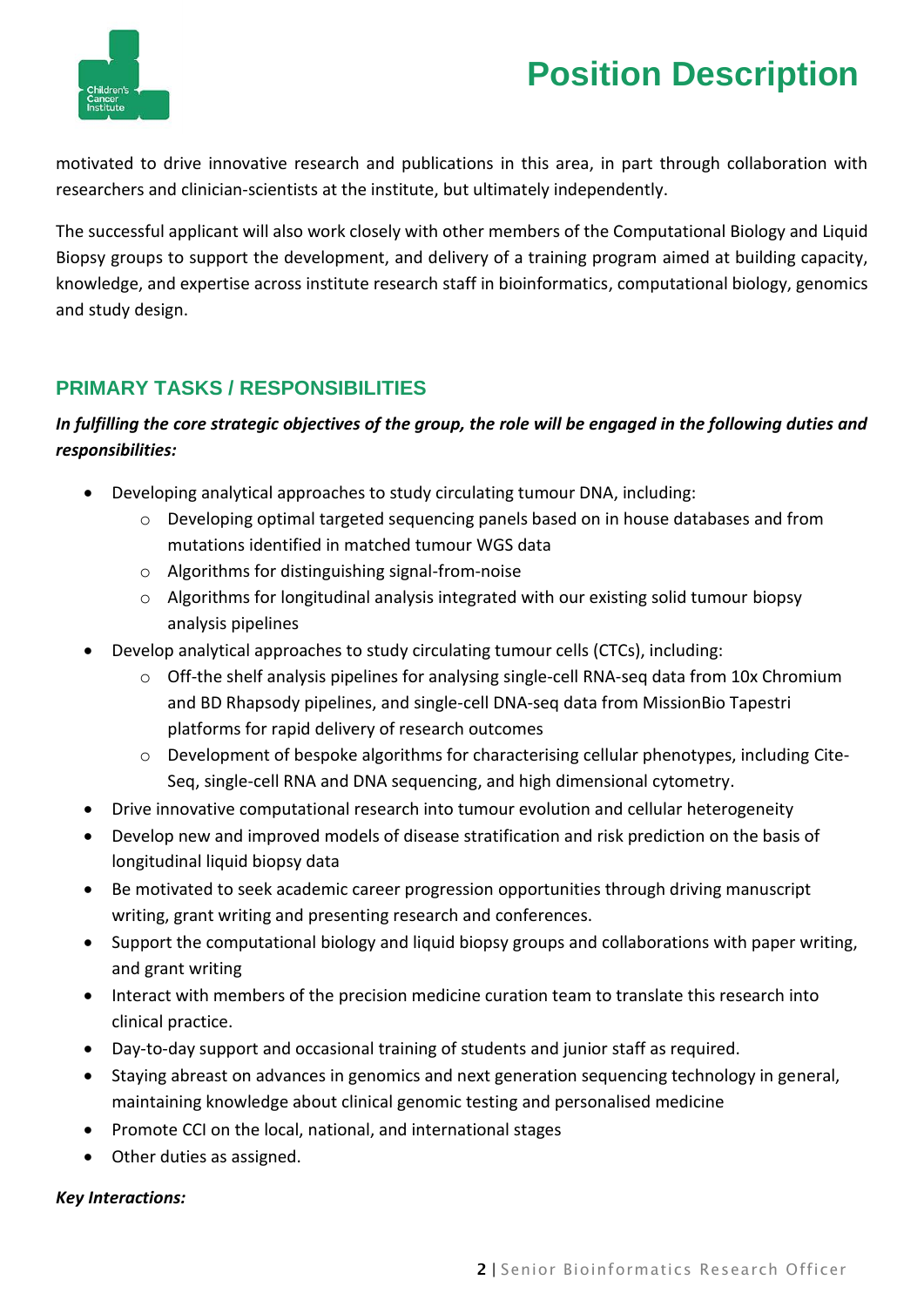motivated to drive innovative research and publications in this area, in part through collaboration with researchers and clinician-scientists at the institute, but ultimately independently.

The successful applicant will also work closely with other members of the Computational Biology and Liquid Biopsy groups to support the development, and delivery of a training program aimed at building capacity, knowledge, and expertise across institute research staff in bioinformatics, computational biology, genomics and study design.

## PRIMARY TASKS / RESPONSIBILITIES

***In fulfilling the core strategic objectives of the group, the role will be engaged in the following duties and responsibilities:***

- Developing analytical approaches to study circulating tumour DNA, including:
  - Developing optimal targeted sequencing panels based on in house databases and from mutations identified in matched tumour WGS data
  - Algorithms for distinguishing signal-from-noise
  - Algorithms for longitudinal analysis integrated with our existing solid tumour biopsy analysis pipelines
- Develop analytical approaches to study circulating tumour cells (CTCs), including:
  - Off-the shelf analysis pipelines for analysing single-cell RNA-seq data from 10x Chromium and BD Rhapsody pipelines, and single-cell DNA-seq data from MissionBio Tapestri platforms for rapid delivery of research outcomes
  - Development of bespoke algorithms for characterising cellular phenotypes, including Cite-Seq, single-cell RNA and DNA sequencing, and high dimensional cytometry.
- Drive innovative computational research into tumour evolution and cellular heterogeneity
- Develop new and improved models of disease stratification and risk prediction on the basis of longitudinal liquid biopsy data
- Be motivated to seek academic career progression opportunities through driving manuscript writing, grant writing and presenting research and conferences.
- Support the computational biology and liquid biopsy groups and collaborations with paper writing, and grant writing
- Interact with members of the precision medicine curation team to translate this research into clinical practice.
- Day-to-day support and occasional training of students and junior staff as required.
- Staying abreast on advances in genomics and next generation sequencing technology in general, maintaining knowledge about clinical genomic testing and personalised medicine
- Promote CCI on the local, national, and international stages
- Other duties as assigned.

***Key Interactions:***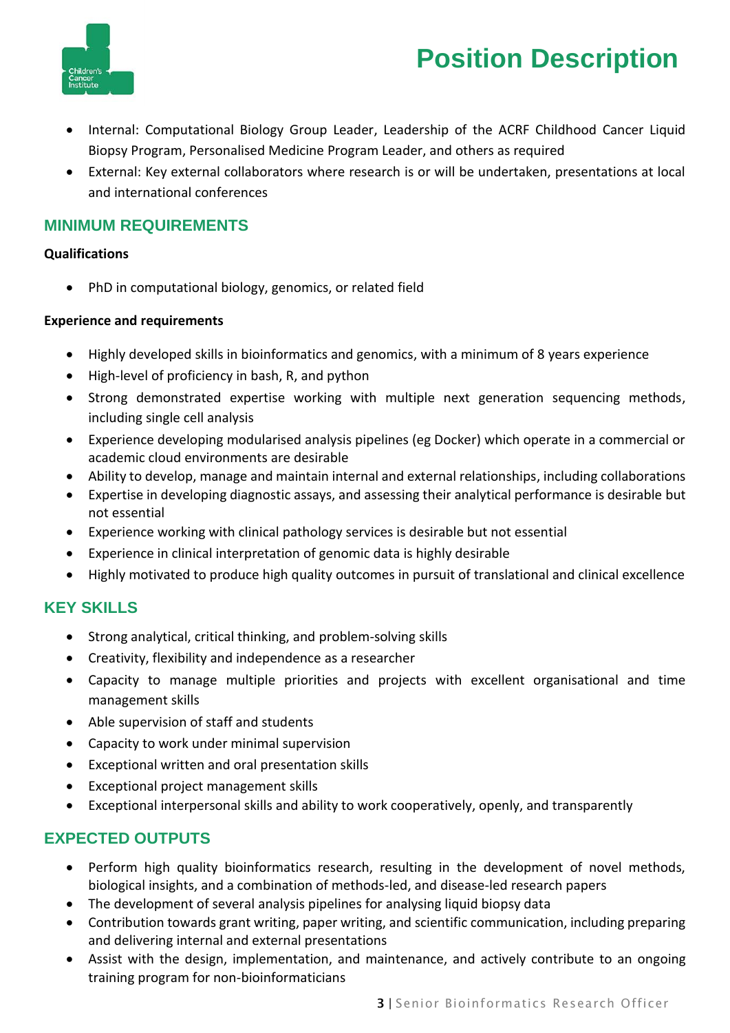- Internal: Computational Biology Group Leader, Leadership of the ACRF Childhood Cancer Liquid Biopsy Program, Personalised Medicine Program Leader, and others as required
- External: Key external collaborators where research is or will be undertaken, presentations at local and international conferences

## MINIMUM REQUIREMENTS

**Qualifications**

- PhD in computational biology, genomics, or related field

**Experience and requirements**

- Highly developed skills in bioinformatics and genomics, with a minimum of 8 years experience
- High-level of proficiency in bash, R, and python
- Strong demonstrated expertise working with multiple next generation sequencing methods, including single cell analysis
- Experience developing modularised analysis pipelines (eg Docker) which operate in a commercial or academic cloud environments are desirable
- Ability to develop, manage and maintain internal and external relationships, including collaborations
- Expertise in developing diagnostic assays, and assessing their analytical performance is desirable but not essential
- Experience working with clinical pathology services is desirable but not essential
- Experience in clinical interpretation of genomic data is highly desirable
- Highly motivated to produce high quality outcomes in pursuit of translational and clinical excellence

## KEY SKILLS

- Strong analytical, critical thinking, and problem-solving skills
- Creativity, flexibility and independence as a researcher
- Capacity to manage multiple priorities and projects with excellent organisational and time management skills
- Able supervision of staff and students
- Capacity to work under minimal supervision
- Exceptional written and oral presentation skills
- Exceptional project management skills
- Exceptional interpersonal skills and ability to work cooperatively, openly, and transparently

## EXPECTED OUTPUTS

- Perform high quality bioinformatics research, resulting in the development of novel methods, biological insights, and a combination of methods-led, and disease-led research papers
- The development of several analysis pipelines for analysing liquid biopsy data
- Contribution towards grant writing, paper writing, and scientific communication, including preparing and delivering internal and external presentations
- Assist with the design, implementation, and maintenance, and actively contribute to an ongoing training program for non-bioinformaticians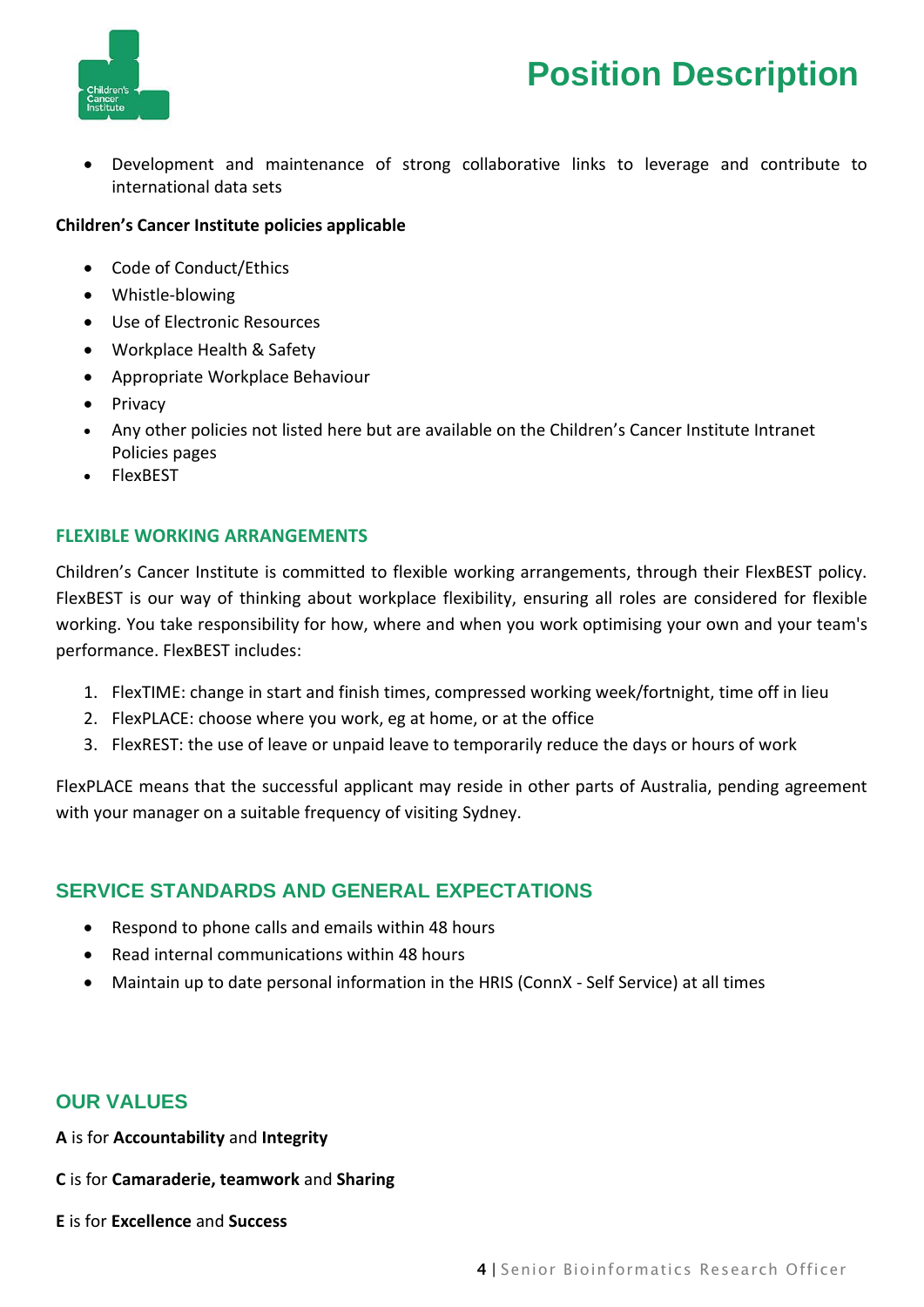- Development and maintenance of strong collaborative links to leverage and contribute to international data sets

**Children's Cancer Institute policies applicable**

- Code of Conduct/Ethics
- Whistle-blowing
- Use of Electronic Resources
- Workplace Health & Safety
- Appropriate Workplace Behaviour
- Privacy
- Any other policies not listed here but are available on the Children's Cancer Institute Intranet Policies pages
- FlexBEST

### FLEXIBLE WORKING ARRANGEMENTS

Children's Cancer Institute is committed to flexible working arrangements, through their FlexBEST policy. FlexBEST is our way of thinking about workplace flexibility, ensuring all roles are considered for flexible working. You take responsibility for how, where and when you work optimising your own and your team's performance. FlexBEST includes:

1. FlexTIME: change in start and finish times, compressed working week/fortnight, time off in lieu
2. FlexPLACE: choose where you work, eg at home, or at the office
3. FlexREST: the use of leave or unpaid leave to temporarily reduce the days or hours of work

FlexPLACE means that the successful applicant may reside in other parts of Australia, pending agreement with your manager on a suitable frequency of visiting Sydney.

## SERVICE STANDARDS AND GENERAL EXPECTATIONS

- Respond to phone calls and emails within 48 hours
- Read internal communications within 48 hours
- Maintain up to date personal information in the HRIS (ConnX - Self Service) at all times

## OUR VALUES

**A** is for **Accountability** and **Integrity**

**C** is for **Camaraderie, teamwork** and **Sharing**

**E** is for **Excellence** and **Success**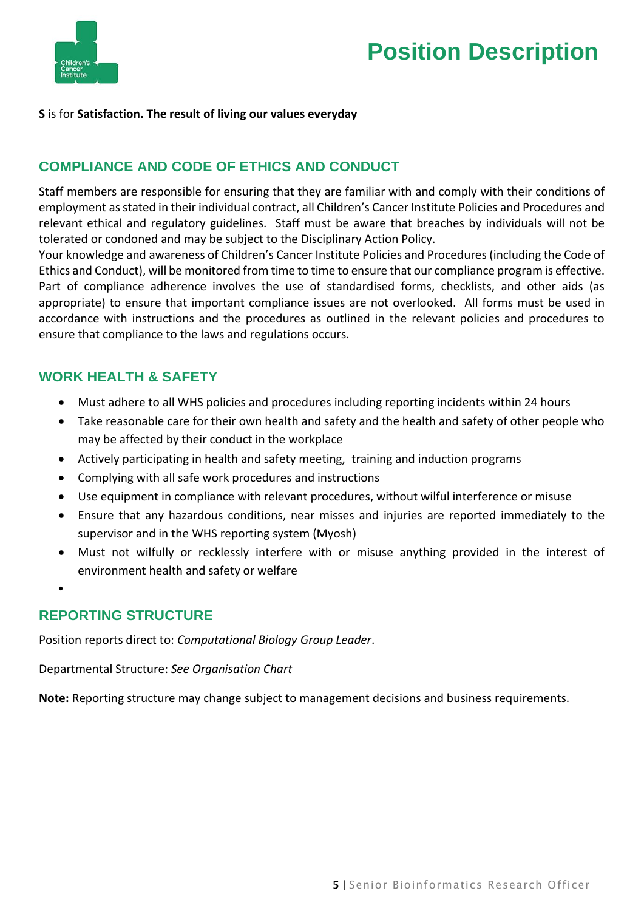**S** is for **Satisfaction. The result of living our values everyday**

## COMPLIANCE AND CODE OF ETHICS AND CONDUCT

Staff members are responsible for ensuring that they are familiar with and comply with their conditions of employment as stated in their individual contract, all Children's Cancer Institute Policies and Procedures and relevant ethical and regulatory guidelines. Staff must be aware that breaches by individuals will not be tolerated or condoned and may be subject to the Disciplinary Action Policy.
Your knowledge and awareness of Children's Cancer Institute Policies and Procedures (including the Code of Ethics and Conduct), will be monitored from time to time to ensure that our compliance program is effective. Part of compliance adherence involves the use of standardised forms, checklists, and other aids (as appropriate) to ensure that important compliance issues are not overlooked. All forms must be used in accordance with instructions and the procedures as outlined in the relevant policies and procedures to ensure that compliance to the laws and regulations occurs.

## WORK HEALTH & SAFETY

- Must adhere to all WHS policies and procedures including reporting incidents within 24 hours
- Take reasonable care for their own health and safety and the health and safety of other people who may be affected by their conduct in the workplace
- Actively participating in health and safety meeting, training and induction programs
- Complying with all safe work procedures and instructions
- Use equipment in compliance with relevant procedures, without wilful interference or misuse
- Ensure that any hazardous conditions, near misses and injuries are reported immediately to the supervisor and in the WHS reporting system (Myosh)
- Must not wilfully or recklessly interfere with or misuse anything provided in the interest of environment health and safety or welfare

## REPORTING STRUCTURE

Position reports direct to: *Computational Biology Group Leader*.

Departmental Structure: *See Organisation Chart*

**Note:** Reporting structure may change subject to management decisions and business requirements.